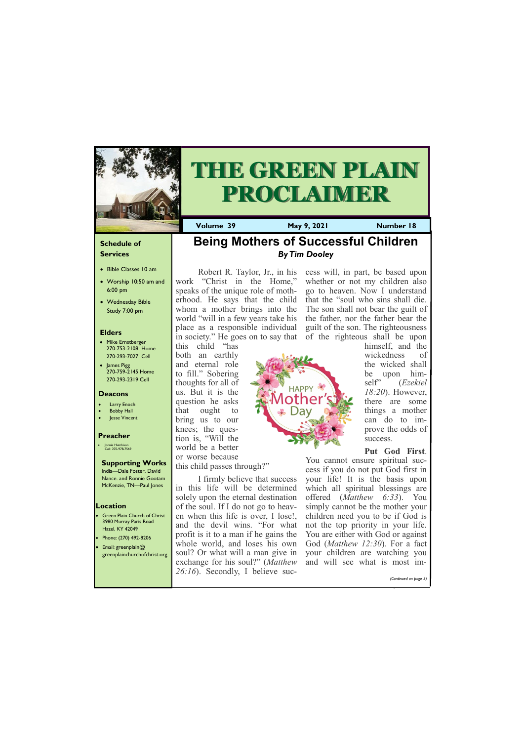# THE GREEN PLAIN PROCLAIMER

**Volume 39** | **May 9, 2021** | **Number 18**

### Schedule of Services

- Bible Classes 10 am
- Worship 10:50 am and 6:00 pm
- Wednesday Bible Study 7:00 pm

### Elders

- Mike Ernstberger 270-753-2108 Home 270-293-7027 Cell
- James Pigg 270-759-2145 Home 270-293-2319 Cell

### Deacons

- Larry Enoch
- Bobby Hall
- Jesse Vincent

### Preacher

- Jonnie Hutchison Cell: 270-978-7569

### Supporting Works

India—Dale Foster, David Nance. and Ronnie Gootam McKenzie, TN—Paul Jones

### Location

- Green Plain Church of Christ 3980 Murray Paris Road Hazel, KY 42049
- Phone: (270) 492-8206
- Email: greenplain@greenplainchurchofchrist.org

## Being Mothers of Successful Children

***By Tim Dooley***

Robert R. Taylor, Jr., in his work "Christ in the Home," speaks of the unique role of motherhood. He says that the child whom a mother brings into the world "will in a few years take his place as a responsible individual in society." He goes on to say that this child "has both an earthly and eternal role to fill." Sobering thoughts for all of us. But it is the question he asks that ought to bring us to our knees; the question is, "Will the world be a better or worse because this child passes through?"

I firmly believe that success in this life will be determined solely upon the eternal destination of the soul. If I do not go to heaven when this life is over, I lose!, and the devil wins. "For what profit is it to a man if he gains the whole world, and loses his own soul? Or what will a man give in exchange for his soul?" (*Matthew 26:16*). Secondly, I believe success will, in part, be based upon whether or not my children also go to heaven. Now I understand that the "soul who sins shall die. The son shall not bear the guilt of the father, nor the father bear the guilt of the son. The righteousness of the righteous shall be upon himself, and the wickedness of the wicked shall be upon himself" (*Ezekiel 18:20*). However, there are some things a mother can do to improve the odds of success.

**Put God First**. You cannot ensure spiritual success if you do not put God first in your life! It is the basis upon which all spiritual blessings are offered (*Matthew 6:33*). You simply cannot be the mother your children need you to be if God is not the top priority in your life. You are either with God or against God (*Matthew 12:30*). For a fact your children are watching you and will see what is most im-

*(Continued on page 3)*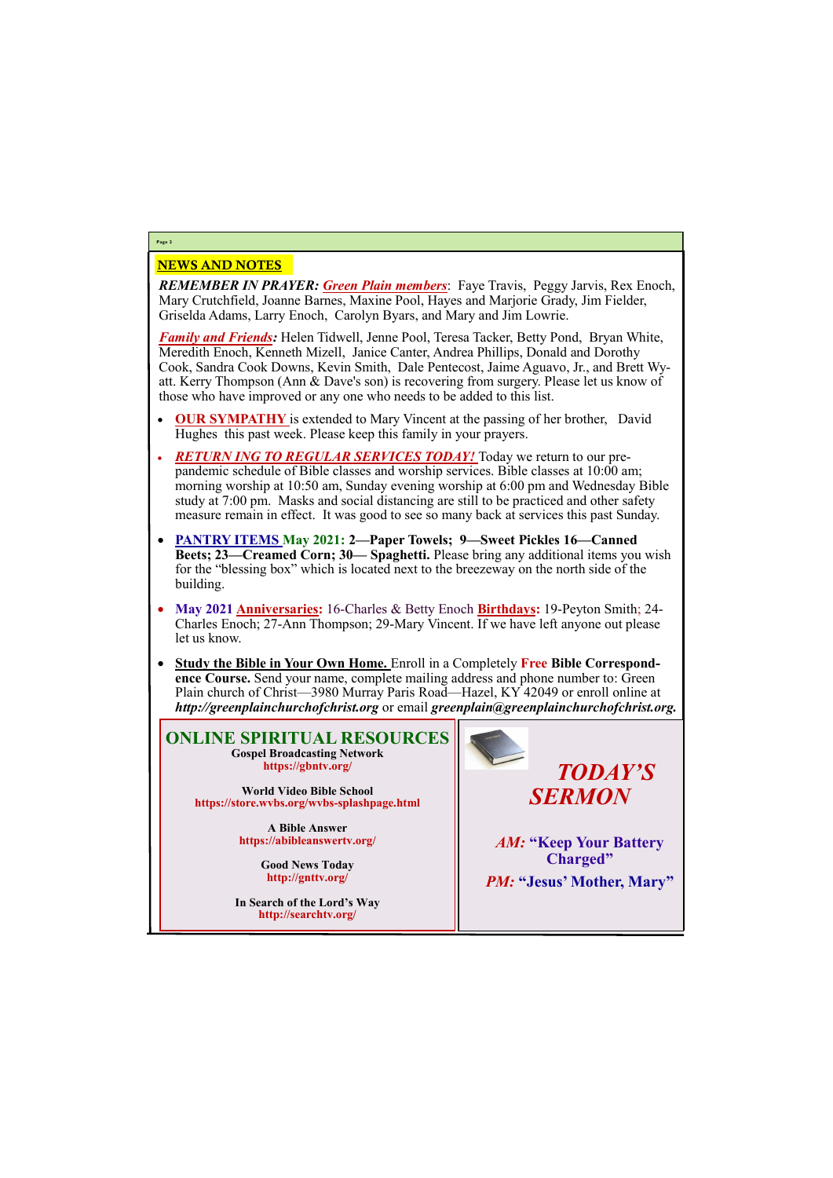## NEWS AND NOTES

***REMEMBER IN PRAYER:*** ***Green Plain members***: Faye Travis, Peggy Jarvis, Rex Enoch, Mary Crutchfield, Joanne Barnes, Maxine Pool, Hayes and Marjorie Grady, Jim Fielder, Griselda Adams, Larry Enoch, Carolyn Byars, and Mary and Jim Lowrie.

***Family and Friends:*** Helen Tidwell, Jenne Pool, Teresa Tacker, Betty Pond, Bryan White, Meredith Enoch, Kenneth Mizell, Janice Canter, Andrea Phillips, Donald and Dorothy Cook, Sandra Cook Downs, Kevin Smith, Dale Pentecost, Jaime Aguavo, Jr., and Brett Wyatt. Kerry Thompson (Ann & Dave's son) is recovering from surgery. Please let us know of those who have improved or any one who needs to be added to this list.

- **OUR SYMPATHY** is extended to Mary Vincent at the passing of her brother, David Hughes this past week. Please keep this family in your prayers.
- ***RETURN ING TO REGULAR SERVICES TODAY!*** Today we return to our pre-pandemic schedule of Bible classes and worship services. Bible classes at 10:00 am; morning worship at 10:50 am, Sunday evening worship at 6:00 pm and Wednesday Bible study at 7:00 pm. Masks and social distancing are still to be practiced and other safety measure remain in effect. It was good to see so many back at services this past Sunday.
- **PANTRY ITEMS May 2021: 2—Paper Towels; 9—Sweet Pickles 16—Canned Beets; 23—Creamed Corn; 30— Spaghetti.** Please bring any additional items you wish for the "blessing box" which is located next to the breezeway on the north side of the building.
- **May 2021 Anniversaries:** 16-Charles & Betty Enoch **Birthdays:** 19-Peyton Smith; 24-Charles Enoch; 27-Ann Thompson; 29-Mary Vincent. If we have left anyone out please let us know.
- **Study the Bible in Your Own Home.** Enroll in a Completely **Free Bible Correspondence Course.** Send your name, complete mailing address and phone number to: Green Plain church of Christ—3980 Murray Paris Road—Hazel, KY 42049 or enroll online at ***http://greenplainchurchofchrist.org*** or email ***greenplain@greenplainchurchofchrist.org.***

## ONLINE SPIRITUAL RESOURCES

**Gospel Broadcasting Network**
**https://gbntv.org/**

**World Video Bible School**
**https://store.wvbs.org/wvbs-splashpage.html**

**A Bible Answer**
**https://abibleanswertv.org/**

**Good News Today**
**http://gnttv.org/**

**In Search of the Lord's Way**
**http://searchtv.org/**

## *TODAY'S SERMON*

***AM:* "Keep Your Battery Charged"**

***PM:* "Jesus' Mother, Mary"**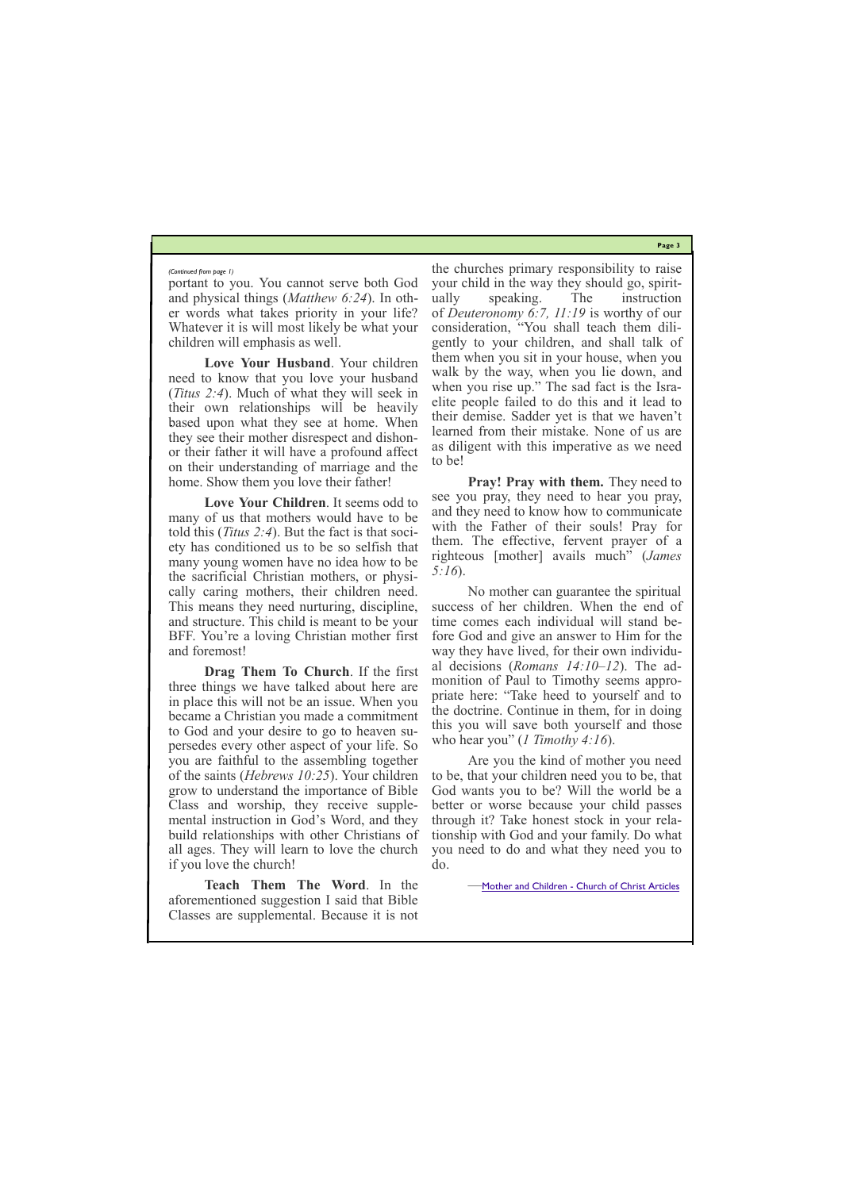*(Continued from page 1)*

portant to you. You cannot serve both God and physical things (*Matthew 6:24*). In other words what takes priority in your life? Whatever it is will most likely be what your children will emphasis as well.

**Love Your Husband**. Your children need to know that you love your husband (*Titus 2:4*). Much of what they will seek in their own relationships will be heavily based upon what they see at home. When they see their mother disrespect and dishonor their father it will have a profound affect on their understanding of marriage and the home. Show them you love their father!

**Love Your Children**. It seems odd to many of us that mothers would have to be told this (*Titus 2:4*). But the fact is that society has conditioned us to be so selfish that many young women have no idea how to be the sacrificial Christian mothers, or physically caring mothers, their children need. This means they need nurturing, discipline, and structure. This child is meant to be your BFF. You're a loving Christian mother first and foremost!

**Drag Them To Church**. If the first three things we have talked about here are in place this will not be an issue. When you became a Christian you made a commitment to God and your desire to go to heaven supersedes every other aspect of your life. So you are faithful to the assembling together of the saints (*Hebrews 10:25*). Your children grow to understand the importance of Bible Class and worship, they receive supplemental instruction in God's Word, and they build relationships with other Christians of all ages. They will learn to love the church if you love the church!

**Teach Them The Word**. In the aforementioned suggestion I said that Bible Classes are supplemental. Because it is not the churches primary responsibility to raise your child in the way they should go, spiritually speaking. The instruction of *Deuteronomy 6:7, 11:19* is worthy of our consideration, "You shall teach them diligently to your children, and shall talk of them when you sit in your house, when you walk by the way, when you lie down, and when you rise up." The sad fact is the Israelite people failed to do this and it lead to their demise. Sadder yet is that we haven't learned from their mistake. None of us are as diligent with this imperative as we need to be!

**Pray! Pray with them.** They need to see you pray, they need to hear you pray, and they need to know how to communicate with the Father of their souls! Pray for them. The effective, fervent prayer of a righteous [mother] avails much" (*James 5:16*).

No mother can guarantee the spiritual success of her children. When the end of time comes each individual will stand before God and give an answer to Him for the way they have lived, for their own individual decisions (*Romans 14:10–12*). The admonition of Paul to Timothy seems appropriate here: "Take heed to yourself and to the doctrine. Continue in them, for in doing this you will save both yourself and those who hear you" (*1 Timothy 4:16*).

Are you the kind of mother you need to be, that your children need you to be, that God wants you to be? Will the world be a better or worse because your child passes through it? Take honest stock in your relationship with God and your family. Do what you need to do and what they need you to do.

—Mother and Children - Church of Christ Articles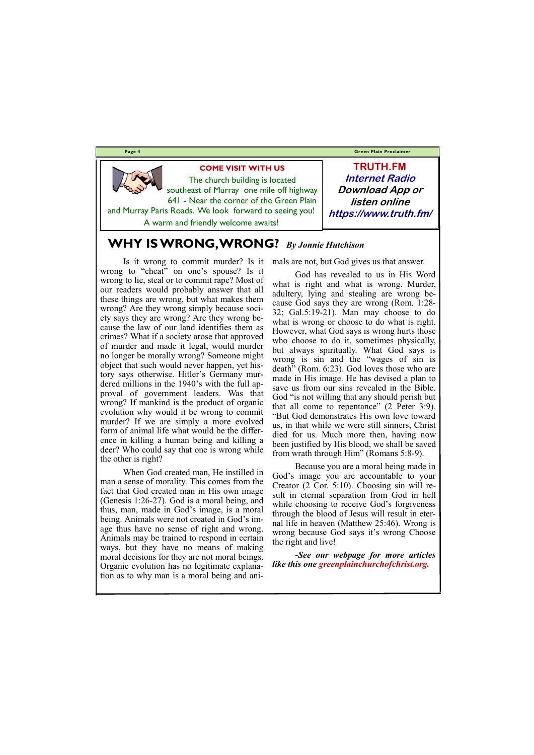**COME VISIT WITH US**

The church building is located southeast of Murray one mile off highway 641 - Near the corner of the Green Plain and Murray Paris Roads. We look forward to seeing you! A warm and friendly welcome awaits!

**TRUTH.FM**
***Internet Radio***
***Download App or listen online***
***https://www.truth.fm/***

## WHY IS WRONG, WRONG? *By Jonnie Hutchison*

Is it wrong to commit murder? Is it wrong to "cheat" on one's spouse? Is it wrong to lie, steal or to commit rape? Most of our readers would probably answer that all these things are wrong, but what makes them wrong? Are they wrong simply because society says they are wrong? Are they wrong because the law of our land identifies them as crimes? What if a society arose that approved of murder and made it legal, would murder no longer be morally wrong? Someone might object that such would never happen, yet history says otherwise. Hitler's Germany murdered millions in the 1940's with the full approval of government leaders. Was that wrong? If mankind is the product of organic evolution why would it be wrong to commit murder? If we are simply a more evolved form of animal life what would be the difference in killing a human being and killing a deer? Who could say that one is wrong while the other is right?

When God created man, He instilled in man a sense of morality. This comes from the fact that God created man in His own image (Genesis 1:26-27). God is a moral being, and thus, man, made in God's image, is a moral being. Animals were not created in God's image thus have no sense of right and wrong. Animals may be trained to respond in certain ways, but they have no means of making moral decisions for they are not moral beings. Organic evolution has no legitimate explanation as to why man is a moral being and animals are not, but God gives us that answer.

God has revealed to us in His Word what is right and what is wrong. Murder, adultery, lying and stealing are wrong because God says they are wrong (Rom. 1:28-32; Gal.5:19-21). Man may choose to do what is wrong or choose to do what is right. However, what God says is wrong hurts those who choose to do it, sometimes physically, but always spiritually. What God says is wrong is sin and the "wages of sin is death" (Rom. 6:23). God loves those who are made in His image. He has devised a plan to save us from our sins revealed in the Bible. God "is not willing that any should perish but that all come to repentance" (2 Peter 3:9). "But God demonstrates His own love toward us, in that while we were still sinners, Christ died for us. Much more then, having now been justified by His blood, we shall be saved from wrath through Him" (Romans 5:8-9).

Because you are a moral being made in God's image you are accountable to your Creator (2 Cor. 5:10). Choosing sin will result in eternal separation from God in hell while choosing to receive God's forgiveness through the blood of Jesus will result in eternal life in heaven (Matthew 25:46). Wrong is wrong because God says it's wrong Choose the right and live!

***-See our webpage for more articles like this one greenplainchurchofchrist.org.***